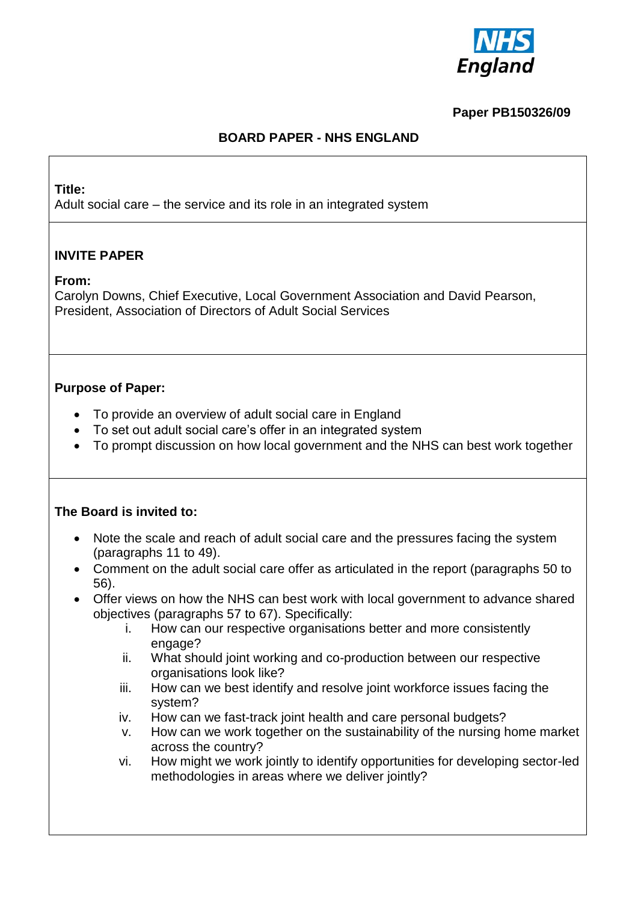NHS England

**Paper PB150326/09**

**BOARD PAPER - NHS ENGLAND**

**Title:**
Adult social care – the service and its role in an integrated system

**INVITE PAPER**

**From:**
Carolyn Downs, Chief Executive, Local Government Association and David Pearson, President, Association of Directors of Adult Social Services

**Purpose of Paper:**

- To provide an overview of adult social care in England
- To set out adult social care's offer in an integrated system
- To prompt discussion on how local government and the NHS can best work together

**The Board is invited to:**

- Note the scale and reach of adult social care and the pressures facing the system (paragraphs 11 to 49).
- Comment on the adult social care offer as articulated in the report (paragraphs 50 to 56).
- Offer views on how the NHS can best work with local government to advance shared objectives (paragraphs 57 to 67). Specifically:
    i. How can our respective organisations better and more consistently engage?
    ii. What should joint working and co-production between our respective organisations look like?
    iii. How can we best identify and resolve joint workforce issues facing the system?
    iv. How can we fast-track joint health and care personal budgets?
    v. How can we work together on the sustainability of the nursing home market across the country?
    vi. How might we work jointly to identify opportunities for developing sector-led methodologies in areas where we deliver jointly?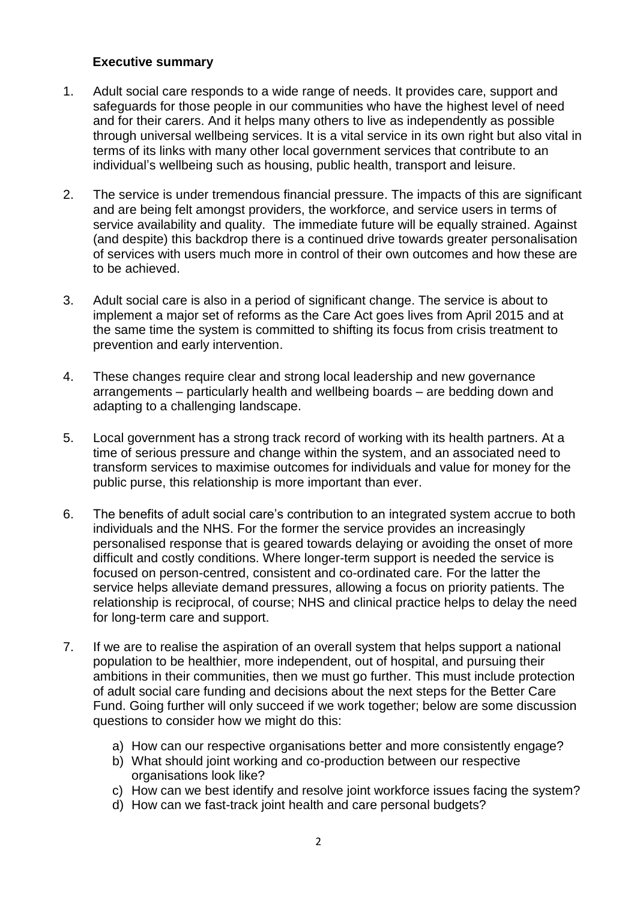## Executive summary

1. Adult social care responds to a wide range of needs. It provides care, support and safeguards for those people in our communities who have the highest level of need and for their carers. And it helps many others to live as independently as possible through universal wellbeing services. It is a vital service in its own right but also vital in terms of its links with many other local government services that contribute to an individual's wellbeing such as housing, public health, transport and leisure.

2. The service is under tremendous financial pressure. The impacts of this are significant and are being felt amongst providers, the workforce, and service users in terms of service availability and quality. The immediate future will be equally strained. Against (and despite) this backdrop there is a continued drive towards greater personalisation of services with users much more in control of their own outcomes and how these are to be achieved.

3. Adult social care is also in a period of significant change. The service is about to implement a major set of reforms as the Care Act goes lives from April 2015 and at the same time the system is committed to shifting its focus from crisis treatment to prevention and early intervention.

4. These changes require clear and strong local leadership and new governance arrangements – particularly health and wellbeing boards – are bedding down and adapting to a challenging landscape.

5. Local government has a strong track record of working with its health partners. At a time of serious pressure and change within the system, and an associated need to transform services to maximise outcomes for individuals and value for money for the public purse, this relationship is more important than ever.

6. The benefits of adult social care's contribution to an integrated system accrue to both individuals and the NHS. For the former the service provides an increasingly personalised response that is geared towards delaying or avoiding the onset of more difficult and costly conditions. Where longer-term support is needed the service is focused on person-centred, consistent and co-ordinated care. For the latter the service helps alleviate demand pressures, allowing a focus on priority patients. The relationship is reciprocal, of course; NHS and clinical practice helps to delay the need for long-term care and support.

7. If we are to realise the aspiration of an overall system that helps support a national population to be healthier, more independent, out of hospital, and pursuing their ambitions in their communities, then we must go further. This must include protection of adult social care funding and decisions about the next steps for the Better Care Fund. Going further will only succeed if we work together; below are some discussion questions to consider how we might do this:

   a) How can our respective organisations better and more consistently engage?
   b) What should joint working and co-production between our respective organisations look like?
   c) How can we best identify and resolve joint workforce issues facing the system?
   d) How can we fast-track joint health and care personal budgets?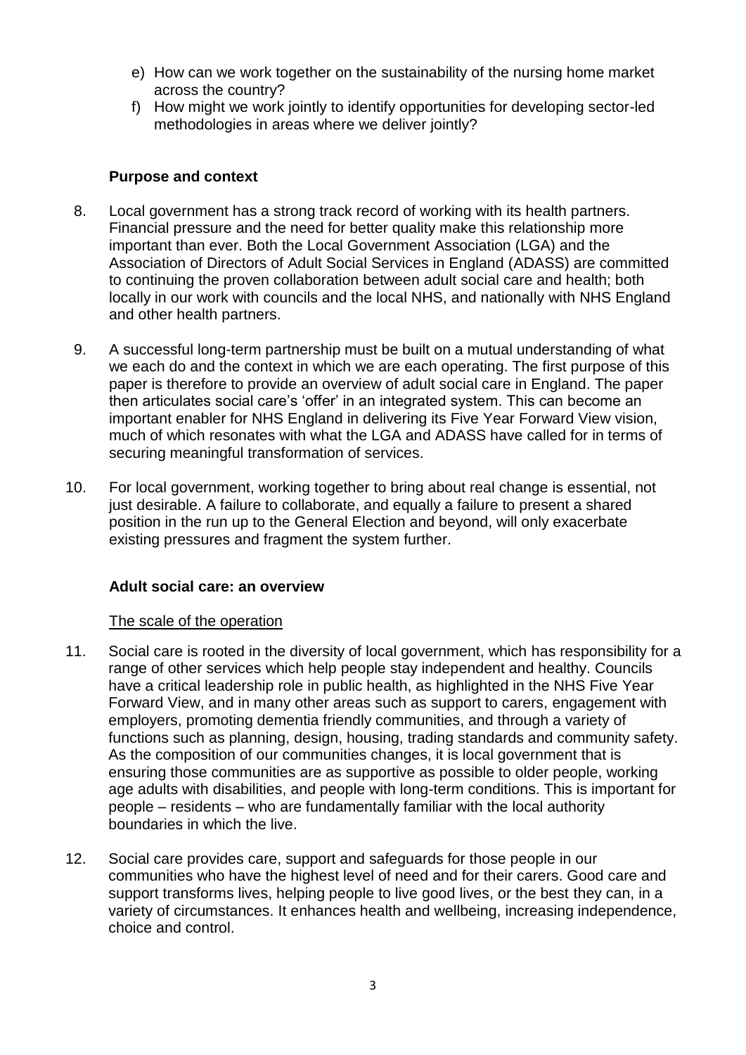e) How can we work together on the sustainability of the nursing home market across the country?
f) How might we work jointly to identify opportunities for developing sector-led methodologies in areas where we deliver jointly?

**Purpose and context**

8. Local government has a strong track record of working with its health partners. Financial pressure and the need for better quality make this relationship more important than ever. Both the Local Government Association (LGA) and the Association of Directors of Adult Social Services in England (ADASS) are committed to continuing the proven collaboration between adult social care and health; both locally in our work with councils and the local NHS, and nationally with NHS England and other health partners.

9. A successful long-term partnership must be built on a mutual understanding of what we each do and the context in which we are each operating. The first purpose of this paper is therefore to provide an overview of adult social care in England. The paper then articulates social care's 'offer' in an integrated system. This can become an important enabler for NHS England in delivering its Five Year Forward View vision, much of which resonates with what the LGA and ADASS have called for in terms of securing meaningful transformation of services.

10. For local government, working together to bring about real change is essential, not just desirable. A failure to collaborate, and equally a failure to present a shared position in the run up to the General Election and beyond, will only exacerbate existing pressures and fragment the system further.

**Adult social care: an overview**

The scale of the operation

11. Social care is rooted in the diversity of local government, which has responsibility for a range of other services which help people stay independent and healthy. Councils have a critical leadership role in public health, as highlighted in the NHS Five Year Forward View, and in many other areas such as support to carers, engagement with employers, promoting dementia friendly communities, and through a variety of functions such as planning, design, housing, trading standards and community safety. As the composition of our communities changes, it is local government that is ensuring those communities are as supportive as possible to older people, working age adults with disabilities, and people with long-term conditions. This is important for people – residents – who are fundamentally familiar with the local authority boundaries in which the live.

12. Social care provides care, support and safeguards for those people in our communities who have the highest level of need and for their carers. Good care and support transforms lives, helping people to live good lives, or the best they can, in a variety of circumstances. It enhances health and wellbeing, increasing independence, choice and control.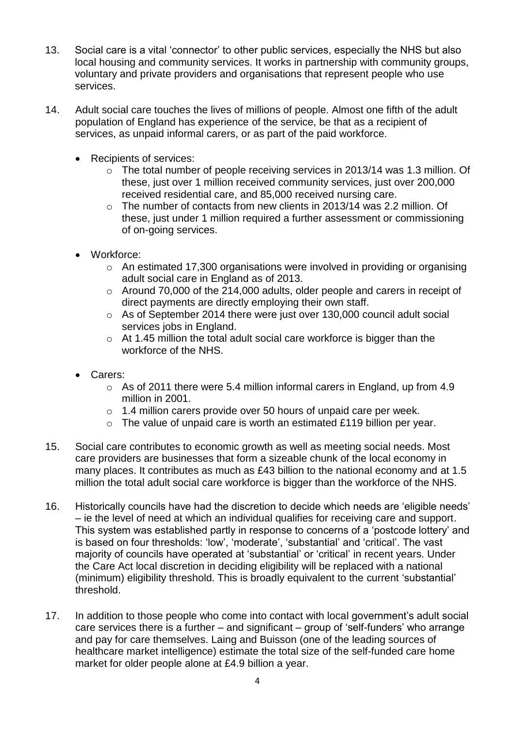13. Social care is a vital 'connector' to other public services, especially the NHS but also local housing and community services. It works in partnership with community groups, voluntary and private providers and organisations that represent people who use services.

14. Adult social care touches the lives of millions of people. Almost one fifth of the adult population of England has experience of the service, be that as a recipient of services, as unpaid informal carers, or as part of the paid workforce.

    - Recipients of services:
        - The total number of people receiving services in 2013/14 was 1.3 million. Of these, just over 1 million received community services, just over 200,000 received residential care, and 85,000 received nursing care.
        - The number of contacts from new clients in 2013/14 was 2.2 million. Of these, just under 1 million required a further assessment or commissioning of on-going services.
    - Workforce:
        - An estimated 17,300 organisations were involved in providing or organising adult social care in England as of 2013.
        - Around 70,000 of the 214,000 adults, older people and carers in receipt of direct payments are directly employing their own staff.
        - As of September 2014 there were just over 130,000 council adult social services jobs in England.
        - At 1.45 million the total adult social care workforce is bigger than the workforce of the NHS.
    - Carers:
        - As of 2011 there were 5.4 million informal carers in England, up from 4.9 million in 2001.
        - 1.4 million carers provide over 50 hours of unpaid care per week.
        - The value of unpaid care is worth an estimated £119 billion per year.

15. Social care contributes to economic growth as well as meeting social needs. Most care providers are businesses that form a sizeable chunk of the local economy in many places. It contributes as much as £43 billion to the national economy and at 1.5 million the total adult social care workforce is bigger than the workforce of the NHS.

16. Historically councils have had the discretion to decide which needs are 'eligible needs' – ie the level of need at which an individual qualifies for receiving care and support. This system was established partly in response to concerns of a 'postcode lottery' and is based on four thresholds: 'low', 'moderate', 'substantial' and 'critical'. The vast majority of councils have operated at 'substantial' or 'critical' in recent years. Under the Care Act local discretion in deciding eligibility will be replaced with a national (minimum) eligibility threshold. This is broadly equivalent to the current 'substantial' threshold.

17. In addition to those people who come into contact with local government's adult social care services there is a further – and significant – group of 'self-funders' who arrange and pay for care themselves. Laing and Buisson (one of the leading sources of healthcare market intelligence) estimate the total size of the self-funded care home market for older people alone at £4.9 billion a year.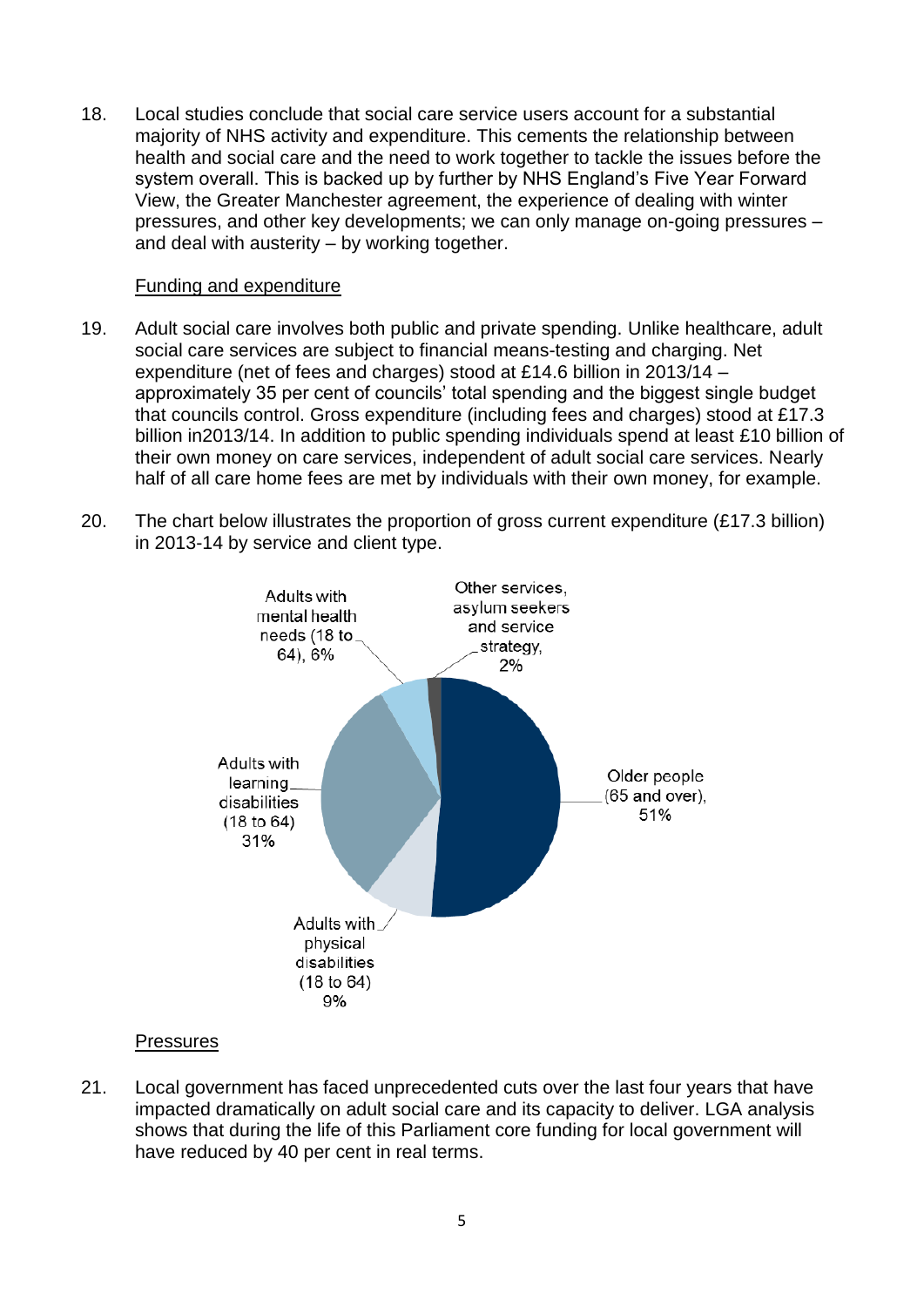18. Local studies conclude that social care service users account for a substantial majority of NHS activity and expenditure. This cements the relationship between health and social care and the need to work together to tackle the issues before the system overall. This is backed up by further by NHS England's Five Year Forward View, the Greater Manchester agreement, the experience of dealing with winter pressures, and other key developments; we can only manage on-going pressures – and deal with austerity – by working together.

Funding and expenditure

19. Adult social care involves both public and private spending. Unlike healthcare, adult social care services are subject to financial means-testing and charging. Net expenditure (net of fees and charges) stood at £14.6 billion in 2013/14 – approximately 35 per cent of councils' total spending and the biggest single budget that councils control. Gross expenditure (including fees and charges) stood at £17.3 billion in2013/14. In addition to public spending individuals spend at least £10 billion of their own money on care services, independent of adult social care services. Nearly half of all care home fees are met by individuals with their own money, for example.

20. The chart below illustrates the proportion of gross current expenditure (£17.3 billion) in 2013-14 by service and client type.

| Service and client type | Proportion |
| --- | --- |
| Older people (65 and over) | 51% |
| Adults with physical disabilities (18 to 64) | 9% |
| Adults with learning disabilities (18 to 64) | 31% |
| Adults with mental health needs (18 to 64) | 6% |
| Other services, asylum seekers and service strategy | 2% |

Pressures

21. Local government has faced unprecedented cuts over the last four years that have impacted dramatically on adult social care and its capacity to deliver. LGA analysis shows that during the life of this Parliament core funding for local government will have reduced by 40 per cent in real terms.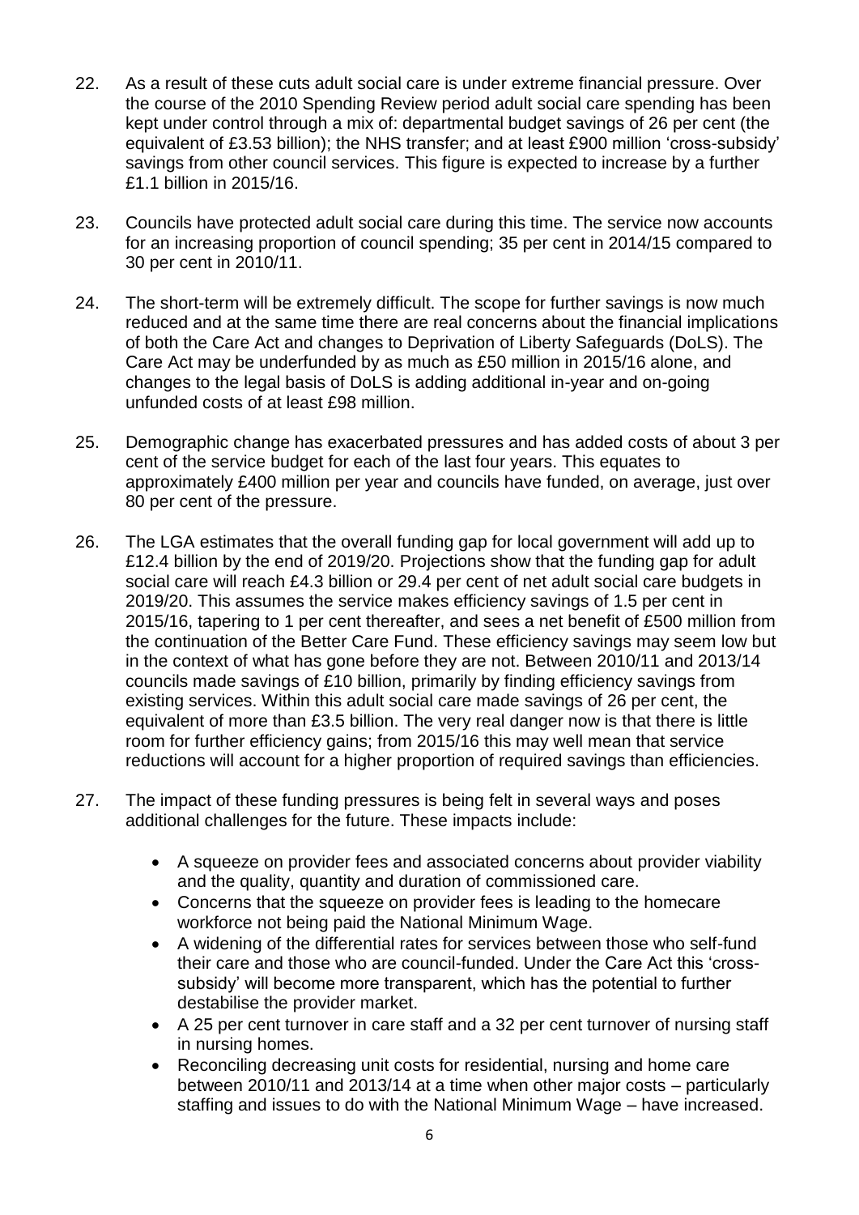22. As a result of these cuts adult social care is under extreme financial pressure. Over the course of the 2010 Spending Review period adult social care spending has been kept under control through a mix of: departmental budget savings of 26 per cent (the equivalent of £3.53 billion); the NHS transfer; and at least £900 million 'cross-subsidy' savings from other council services. This figure is expected to increase by a further £1.1 billion in 2015/16.

23. Councils have protected adult social care during this time. The service now accounts for an increasing proportion of council spending; 35 per cent in 2014/15 compared to 30 per cent in 2010/11.

24. The short-term will be extremely difficult. The scope for further savings is now much reduced and at the same time there are real concerns about the financial implications of both the Care Act and changes to Deprivation of Liberty Safeguards (DoLS). The Care Act may be underfunded by as much as £50 million in 2015/16 alone, and changes to the legal basis of DoLS is adding additional in-year and on-going unfunded costs of at least £98 million.

25. Demographic change has exacerbated pressures and has added costs of about 3 per cent of the service budget for each of the last four years. This equates to approximately £400 million per year and councils have funded, on average, just over 80 per cent of the pressure.

26. The LGA estimates that the overall funding gap for local government will add up to £12.4 billion by the end of 2019/20. Projections show that the funding gap for adult social care will reach £4.3 billion or 29.4 per cent of net adult social care budgets in 2019/20. This assumes the service makes efficiency savings of 1.5 per cent in 2015/16, tapering to 1 per cent thereafter, and sees a net benefit of £500 million from the continuation of the Better Care Fund. These efficiency savings may seem low but in the context of what has gone before they are not. Between 2010/11 and 2013/14 councils made savings of £10 billion, primarily by finding efficiency savings from existing services. Within this adult social care made savings of 26 per cent, the equivalent of more than £3.5 billion. The very real danger now is that there is little room for further efficiency gains; from 2015/16 this may well mean that service reductions will account for a higher proportion of required savings than efficiencies.

27. The impact of these funding pressures is being felt in several ways and poses additional challenges for the future. These impacts include:

    - A squeeze on provider fees and associated concerns about provider viability and the quality, quantity and duration of commissioned care.
    - Concerns that the squeeze on provider fees is leading to the homecare workforce not being paid the National Minimum Wage.
    - A widening of the differential rates for services between those who self-fund their care and those who are council-funded. Under the Care Act this 'cross-subsidy' will become more transparent, which has the potential to further destabilise the provider market.
    - A 25 per cent turnover in care staff and a 32 per cent turnover of nursing staff in nursing homes.
    - Reconciling decreasing unit costs for residential, nursing and home care between 2010/11 and 2013/14 at a time when other major costs – particularly staffing and issues to do with the National Minimum Wage – have increased.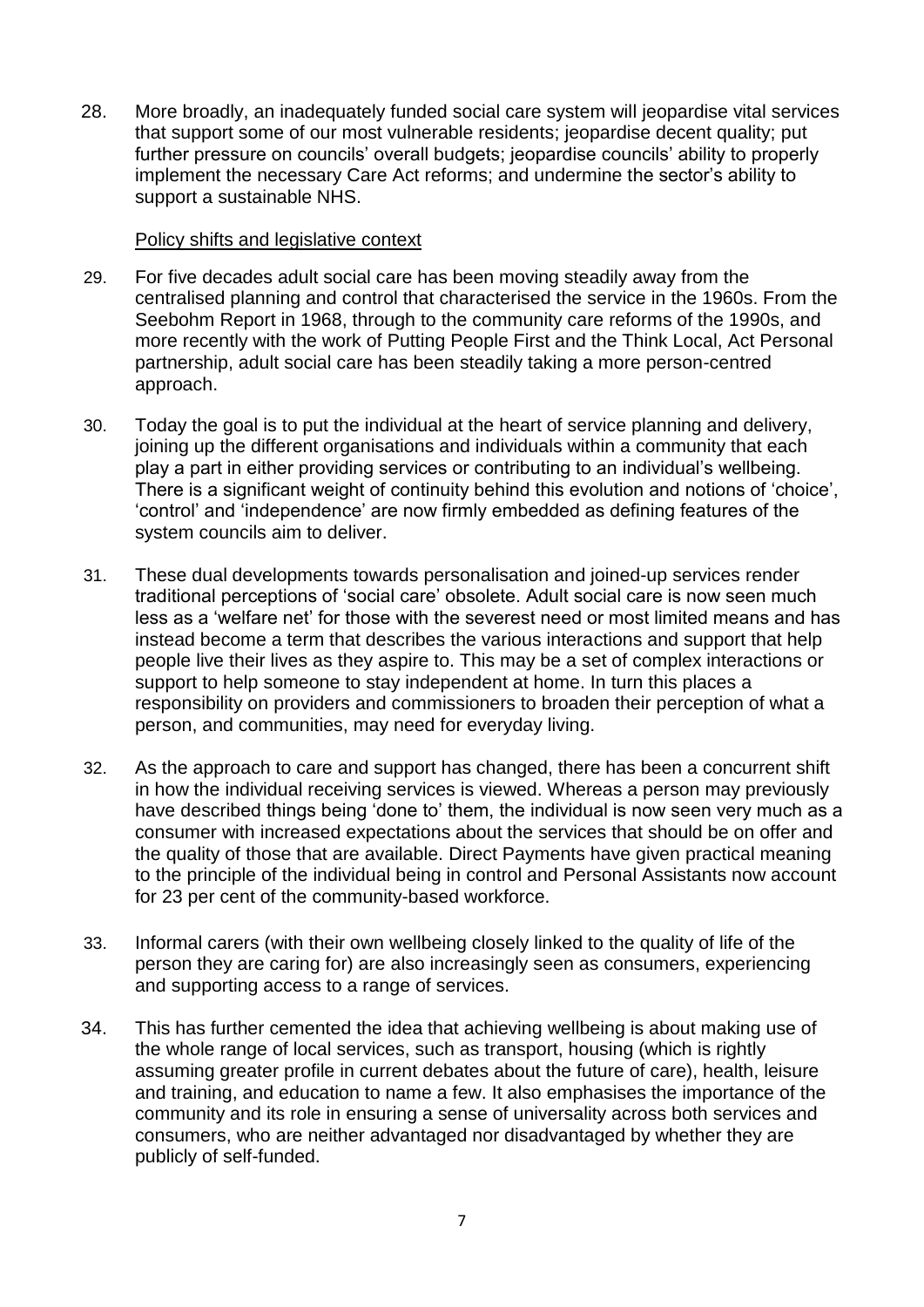28. More broadly, an inadequately funded social care system will jeopardise vital services that support some of our most vulnerable residents; jeopardise decent quality; put further pressure on councils' overall budgets; jeopardise councils' ability to properly implement the necessary Care Act reforms; and undermine the sector's ability to support a sustainable NHS.

<u>Policy shifts and legislative context</u>

29. For five decades adult social care has been moving steadily away from the centralised planning and control that characterised the service in the 1960s. From the Seebohm Report in 1968, through to the community care reforms of the 1990s, and more recently with the work of Putting People First and the Think Local, Act Personal partnership, adult social care has been steadily taking a more person-centred approach.

30. Today the goal is to put the individual at the heart of service planning and delivery, joining up the different organisations and individuals within a community that each play a part in either providing services or contributing to an individual's wellbeing. There is a significant weight of continuity behind this evolution and notions of 'choice', 'control' and 'independence' are now firmly embedded as defining features of the system councils aim to deliver.

31. These dual developments towards personalisation and joined-up services render traditional perceptions of 'social care' obsolete. Adult social care is now seen much less as a 'welfare net' for those with the severest need or most limited means and has instead become a term that describes the various interactions and support that help people live their lives as they aspire to. This may be a set of complex interactions or support to help someone to stay independent at home. In turn this places a responsibility on providers and commissioners to broaden their perception of what a person, and communities, may need for everyday living.

32. As the approach to care and support has changed, there has been a concurrent shift in how the individual receiving services is viewed. Whereas a person may previously have described things being 'done to' them, the individual is now seen very much as a consumer with increased expectations about the services that should be on offer and the quality of those that are available. Direct Payments have given practical meaning to the principle of the individual being in control and Personal Assistants now account for 23 per cent of the community-based workforce.

33. Informal carers (with their own wellbeing closely linked to the quality of life of the person they are caring for) are also increasingly seen as consumers, experiencing and supporting access to a range of services.

34. This has further cemented the idea that achieving wellbeing is about making use of the whole range of local services, such as transport, housing (which is rightly assuming greater profile in current debates about the future of care), health, leisure and training, and education to name a few. It also emphasises the importance of the community and its role in ensuring a sense of universality across both services and consumers, who are neither advantaged nor disadvantaged by whether they are publicly of self-funded.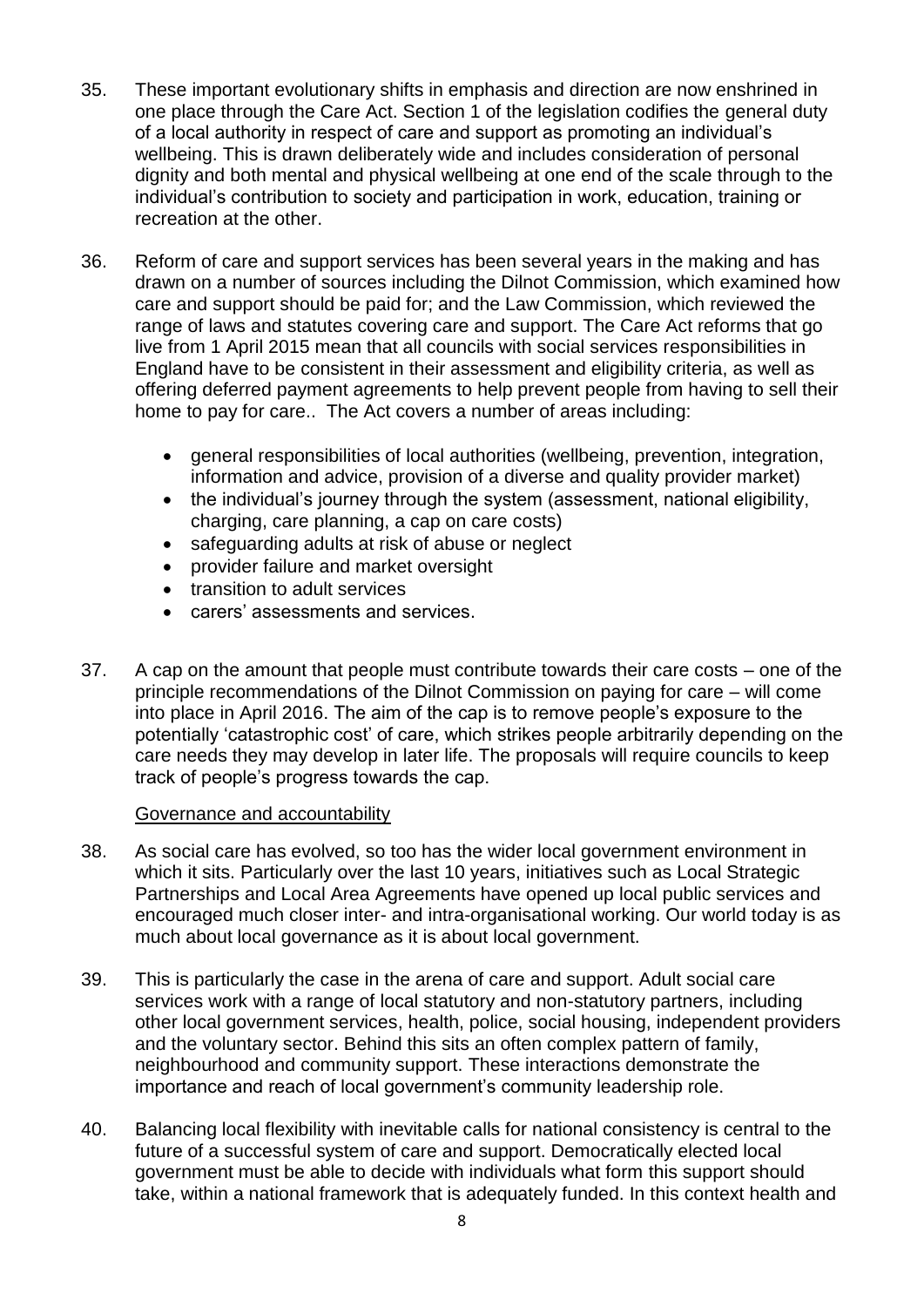35. These important evolutionary shifts in emphasis and direction are now enshrined in one place through the Care Act. Section 1 of the legislation codifies the general duty of a local authority in respect of care and support as promoting an individual's wellbeing. This is drawn deliberately wide and includes consideration of personal dignity and both mental and physical wellbeing at one end of the scale through to the individual's contribution to society and participation in work, education, training or recreation at the other.

36. Reform of care and support services has been several years in the making and has drawn on a number of sources including the Dilnot Commission, which examined how care and support should be paid for; and the Law Commission, which reviewed the range of laws and statutes covering care and support. The Care Act reforms that go live from 1 April 2015 mean that all councils with social services responsibilities in England have to be consistent in their assessment and eligibility criteria, as well as offering deferred payment agreements to help prevent people from having to sell their home to pay for care.. The Act covers a number of areas including:

    - general responsibilities of local authorities (wellbeing, prevention, integration, information and advice, provision of a diverse and quality provider market)
    - the individual's journey through the system (assessment, national eligibility, charging, care planning, a cap on care costs)
    - safeguarding adults at risk of abuse or neglect
    - provider failure and market oversight
    - transition to adult services
    - carers' assessments and services.

37. A cap on the amount that people must contribute towards their care costs – one of the principle recommendations of the Dilnot Commission on paying for care – will come into place in April 2016. The aim of the cap is to remove people's exposure to the potentially 'catastrophic cost' of care, which strikes people arbitrarily depending on the care needs they may develop in later life. The proposals will require councils to keep track of people's progress towards the cap.

<u>Governance and accountability</u>

38. As social care has evolved, so too has the wider local government environment in which it sits. Particularly over the last 10 years, initiatives such as Local Strategic Partnerships and Local Area Agreements have opened up local public services and encouraged much closer inter- and intra-organisational working. Our world today is as much about local governance as it is about local government.

39. This is particularly the case in the arena of care and support. Adult social care services work with a range of local statutory and non-statutory partners, including other local government services, health, police, social housing, independent providers and the voluntary sector. Behind this sits an often complex pattern of family, neighbourhood and community support. These interactions demonstrate the importance and reach of local government's community leadership role.

40. Balancing local flexibility with inevitable calls for national consistency is central to the future of a successful system of care and support. Democratically elected local government must be able to decide with individuals what form this support should take, within a national framework that is adequately funded. In this context health and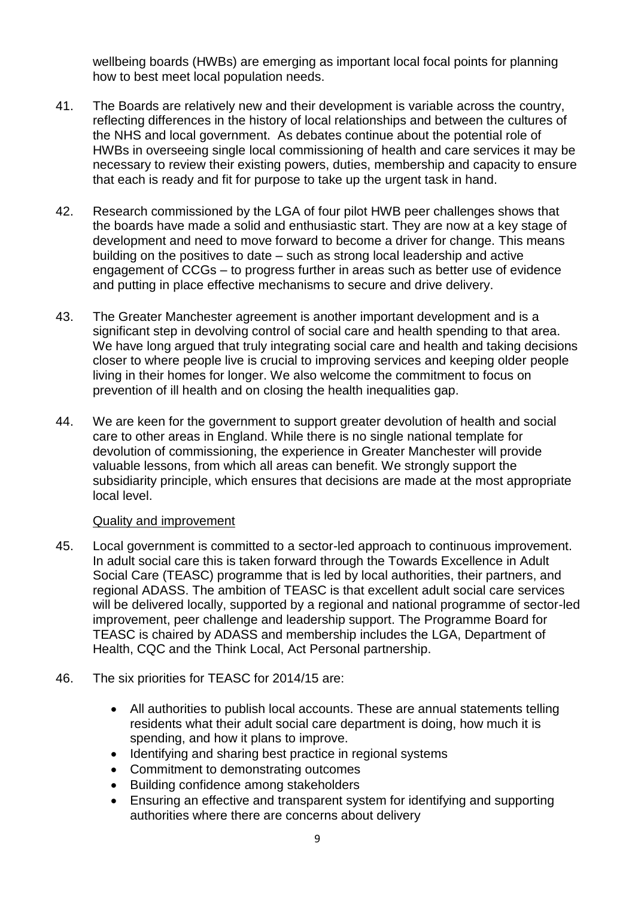wellbeing boards (HWBs) are emerging as important local focal points for planning how to best meet local population needs.

41. The Boards are relatively new and their development is variable across the country, reflecting differences in the history of local relationships and between the cultures of the NHS and local government. As debates continue about the potential role of HWBs in overseeing single local commissioning of health and care services it may be necessary to review their existing powers, duties, membership and capacity to ensure that each is ready and fit for purpose to take up the urgent task in hand.

42. Research commissioned by the LGA of four pilot HWB peer challenges shows that the boards have made a solid and enthusiastic start. They are now at a key stage of development and need to move forward to become a driver for change. This means building on the positives to date – such as strong local leadership and active engagement of CCGs – to progress further in areas such as better use of evidence and putting in place effective mechanisms to secure and drive delivery.

43. The Greater Manchester agreement is another important development and is a significant step in devolving control of social care and health spending to that area. We have long argued that truly integrating social care and health and taking decisions closer to where people live is crucial to improving services and keeping older people living in their homes for longer. We also welcome the commitment to focus on prevention of ill health and on closing the health inequalities gap.

44. We are keen for the government to support greater devolution of health and social care to other areas in England. While there is no single national template for devolution of commissioning, the experience in Greater Manchester will provide valuable lessons, from which all areas can benefit. We strongly support the subsidiarity principle, which ensures that decisions are made at the most appropriate local level.

Quality and improvement

45. Local government is committed to a sector-led approach to continuous improvement. In adult social care this is taken forward through the Towards Excellence in Adult Social Care (TEASC) programme that is led by local authorities, their partners, and regional ADASS. The ambition of TEASC is that excellent adult social care services will be delivered locally, supported by a regional and national programme of sector-led improvement, peer challenge and leadership support. The Programme Board for TEASC is chaired by ADASS and membership includes the LGA, Department of Health, CQC and the Think Local, Act Personal partnership.

46. The six priorities for TEASC for 2014/15 are:

    - All authorities to publish local accounts. These are annual statements telling residents what their adult social care department is doing, how much it is spending, and how it plans to improve.
    - Identifying and sharing best practice in regional systems
    - Commitment to demonstrating outcomes
    - Building confidence among stakeholders
    - Ensuring an effective and transparent system for identifying and supporting authorities where there are concerns about delivery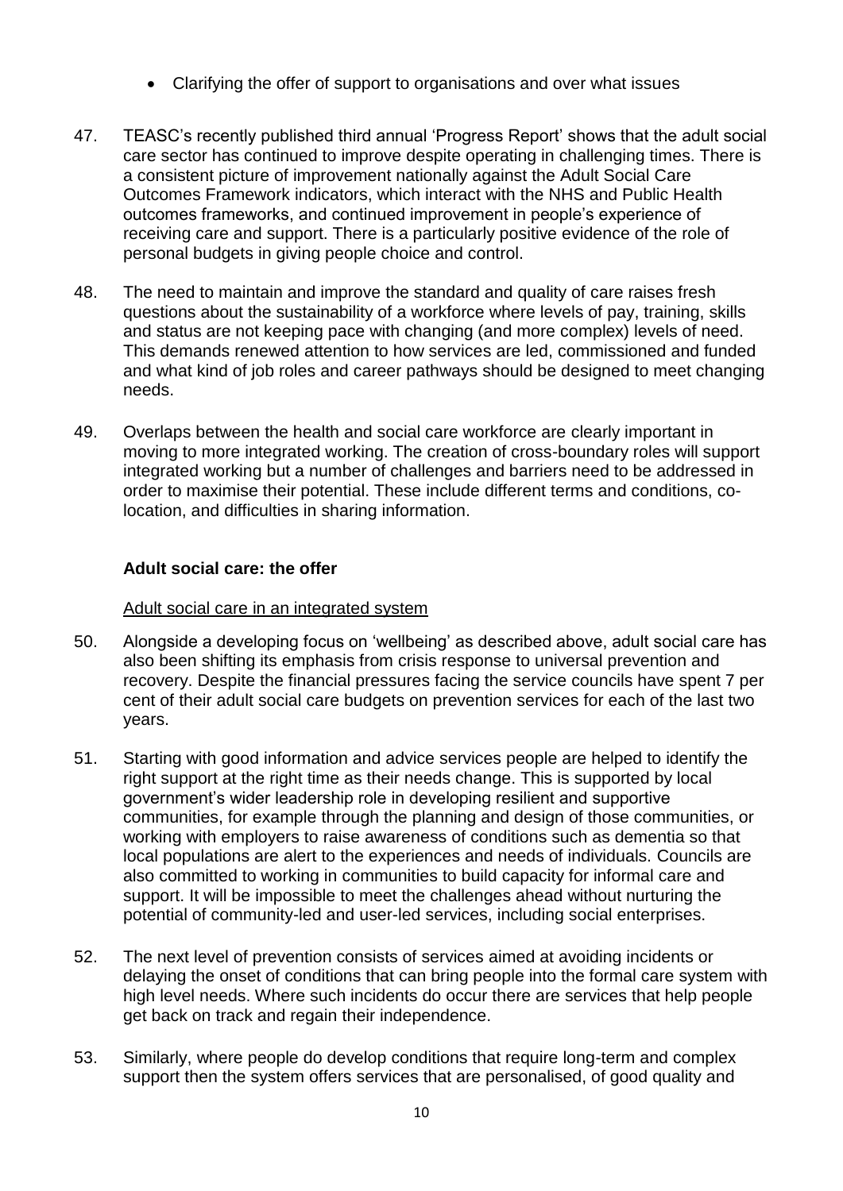- Clarifying the offer of support to organisations and over what issues

47. TEASC's recently published third annual 'Progress Report' shows that the adult social care sector has continued to improve despite operating in challenging times. There is a consistent picture of improvement nationally against the Adult Social Care Outcomes Framework indicators, which interact with the NHS and Public Health outcomes frameworks, and continued improvement in people's experience of receiving care and support. There is a particularly positive evidence of the role of personal budgets in giving people choice and control.

48. The need to maintain and improve the standard and quality of care raises fresh questions about the sustainability of a workforce where levels of pay, training, skills and status are not keeping pace with changing (and more complex) levels of need. This demands renewed attention to how services are led, commissioned and funded and what kind of job roles and career pathways should be designed to meet changing needs.

49. Overlaps between the health and social care workforce are clearly important in moving to more integrated working. The creation of cross-boundary roles will support integrated working but a number of challenges and barriers need to be addressed in order to maximise their potential. These include different terms and conditions, co-location, and difficulties in sharing information.

**Adult social care: the offer**

Adult social care in an integrated system

50. Alongside a developing focus on 'wellbeing' as described above, adult social care has also been shifting its emphasis from crisis response to universal prevention and recovery. Despite the financial pressures facing the service councils have spent 7 per cent of their adult social care budgets on prevention services for each of the last two years.

51. Starting with good information and advice services people are helped to identify the right support at the right time as their needs change. This is supported by local government's wider leadership role in developing resilient and supportive communities, for example through the planning and design of those communities, or working with employers to raise awareness of conditions such as dementia so that local populations are alert to the experiences and needs of individuals. Councils are also committed to working in communities to build capacity for informal care and support. It will be impossible to meet the challenges ahead without nurturing the potential of community-led and user-led services, including social enterprises.

52. The next level of prevention consists of services aimed at avoiding incidents or delaying the onset of conditions that can bring people into the formal care system with high level needs. Where such incidents do occur there are services that help people get back on track and regain their independence.

53. Similarly, where people do develop conditions that require long-term and complex support then the system offers services that are personalised, of good quality and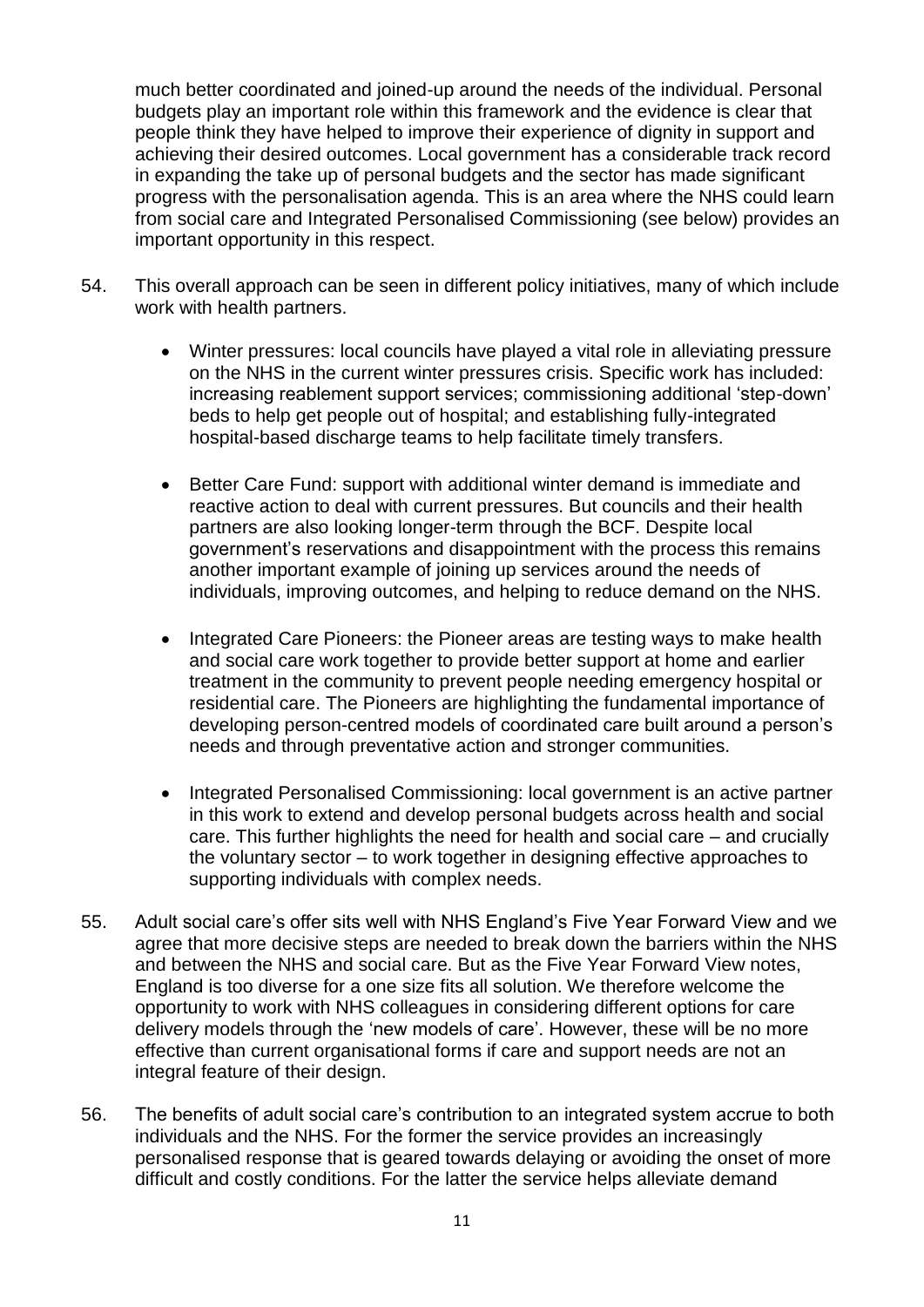much better coordinated and joined-up around the needs of the individual. Personal budgets play an important role within this framework and the evidence is clear that people think they have helped to improve their experience of dignity in support and achieving their desired outcomes. Local government has a considerable track record in expanding the take up of personal budgets and the sector has made significant progress with the personalisation agenda. This is an area where the NHS could learn from social care and Integrated Personalised Commissioning (see below) provides an important opportunity in this respect.

54. This overall approach can be seen in different policy initiatives, many of which include work with health partners.

 - Winter pressures: local councils have played a vital role in alleviating pressure on the NHS in the current winter pressures crisis. Specific work has included: increasing reablement support services; commissioning additional 'step-down' beds to help get people out of hospital; and establishing fully-integrated hospital-based discharge teams to help facilitate timely transfers.

 - Better Care Fund: support with additional winter demand is immediate and reactive action to deal with current pressures. But councils and their health partners are also looking longer-term through the BCF. Despite local government's reservations and disappointment with the process this remains another important example of joining up services around the needs of individuals, improving outcomes, and helping to reduce demand on the NHS.

 - Integrated Care Pioneers: the Pioneer areas are testing ways to make health and social care work together to provide better support at home and earlier treatment in the community to prevent people needing emergency hospital or residential care. The Pioneers are highlighting the fundamental importance of developing person-centred models of coordinated care built around a person's needs and through preventative action and stronger communities.

 - Integrated Personalised Commissioning: local government is an active partner in this work to extend and develop personal budgets across health and social care. This further highlights the need for health and social care – and crucially the voluntary sector – to work together in designing effective approaches to supporting individuals with complex needs.

55. Adult social care's offer sits well with NHS England's Five Year Forward View and we agree that more decisive steps are needed to break down the barriers within the NHS and between the NHS and social care. But as the Five Year Forward View notes, England is too diverse for a one size fits all solution. We therefore welcome the opportunity to work with NHS colleagues in considering different options for care delivery models through the 'new models of care'. However, these will be no more effective than current organisational forms if care and support needs are not an integral feature of their design.

56. The benefits of adult social care's contribution to an integrated system accrue to both individuals and the NHS. For the former the service provides an increasingly personalised response that is geared towards delaying or avoiding the onset of more difficult and costly conditions. For the latter the service helps alleviate demand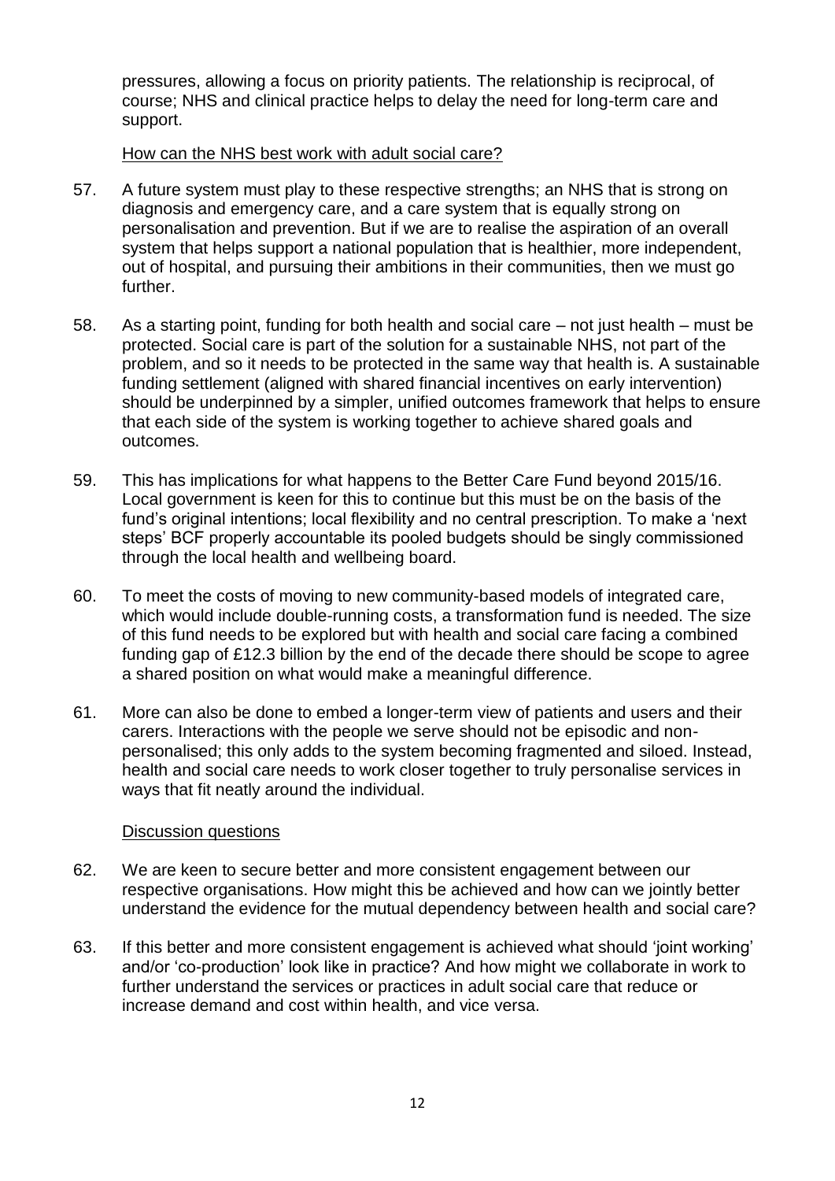pressures, allowing a focus on priority patients. The relationship is reciprocal, of course; NHS and clinical practice helps to delay the need for long-term care and support.

<u>How can the NHS best work with adult social care?</u>

57. A future system must play to these respective strengths; an NHS that is strong on diagnosis and emergency care, and a care system that is equally strong on personalisation and prevention. But if we are to realise the aspiration of an overall system that helps support a national population that is healthier, more independent, out of hospital, and pursuing their ambitions in their communities, then we must go further.

58. As a starting point, funding for both health and social care – not just health – must be protected. Social care is part of the solution for a sustainable NHS, not part of the problem, and so it needs to be protected in the same way that health is. A sustainable funding settlement (aligned with shared financial incentives on early intervention) should be underpinned by a simpler, unified outcomes framework that helps to ensure that each side of the system is working together to achieve shared goals and outcomes.

59. This has implications for what happens to the Better Care Fund beyond 2015/16. Local government is keen for this to continue but this must be on the basis of the fund's original intentions; local flexibility and no central prescription. To make a 'next steps' BCF properly accountable its pooled budgets should be singly commissioned through the local health and wellbeing board.

60. To meet the costs of moving to new community-based models of integrated care, which would include double-running costs, a transformation fund is needed. The size of this fund needs to be explored but with health and social care facing a combined funding gap of £12.3 billion by the end of the decade there should be scope to agree a shared position on what would make a meaningful difference.

61. More can also be done to embed a longer-term view of patients and users and their carers. Interactions with the people we serve should not be episodic and non-personalised; this only adds to the system becoming fragmented and siloed. Instead, health and social care needs to work closer together to truly personalise services in ways that fit neatly around the individual.

<u>Discussion questions</u>

62. We are keen to secure better and more consistent engagement between our respective organisations. How might this be achieved and how can we jointly better understand the evidence for the mutual dependency between health and social care?

63. If this better and more consistent engagement is achieved what should 'joint working' and/or 'co-production' look like in practice? And how might we collaborate in work to further understand the services or practices in adult social care that reduce or increase demand and cost within health, and vice versa.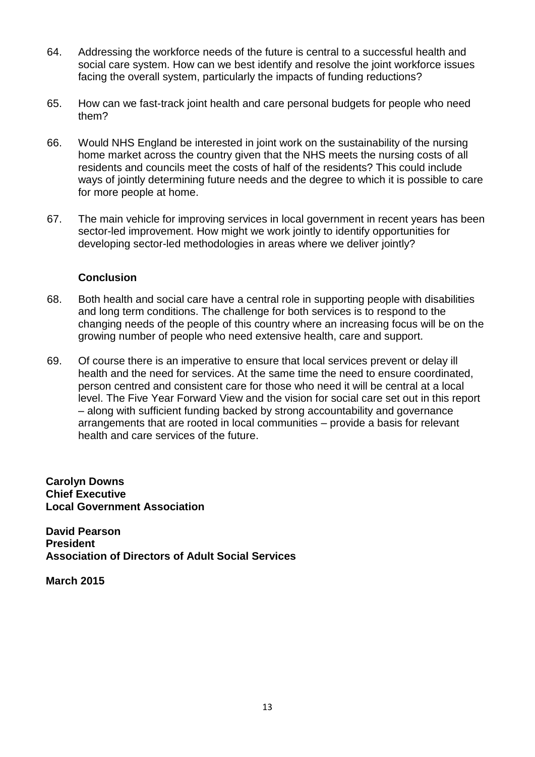64. Addressing the workforce needs of the future is central to a successful health and social care system. How can we best identify and resolve the joint workforce issues facing the overall system, particularly the impacts of funding reductions?

65. How can we fast-track joint health and care personal budgets for people who need them?

66. Would NHS England be interested in joint work on the sustainability of the nursing home market across the country given that the NHS meets the nursing costs of all residents and councils meet the costs of half of the residents? This could include ways of jointly determining future needs and the degree to which it is possible to care for more people at home.

67. The main vehicle for improving services in local government in recent years has been sector-led improvement. How might we work jointly to identify opportunities for developing sector-led methodologies in areas where we deliver jointly?

**Conclusion**

68. Both health and social care have a central role in supporting people with disabilities and long term conditions. The challenge for both services is to respond to the changing needs of the people of this country where an increasing focus will be on the growing number of people who need extensive health, care and support.

69. Of course there is an imperative to ensure that local services prevent or delay ill health and the need for services. At the same time the need to ensure coordinated, person centred and consistent care for those who need it will be central at a local level. The Five Year Forward View and the vision for social care set out in this report – along with sufficient funding backed by strong accountability and governance arrangements that are rooted in local communities – provide a basis for relevant health and care services of the future.

**Carolyn Downs**
**Chief Executive**
**Local Government Association**

**David Pearson**
**President**
**Association of Directors of Adult Social Services**

**March 2015**